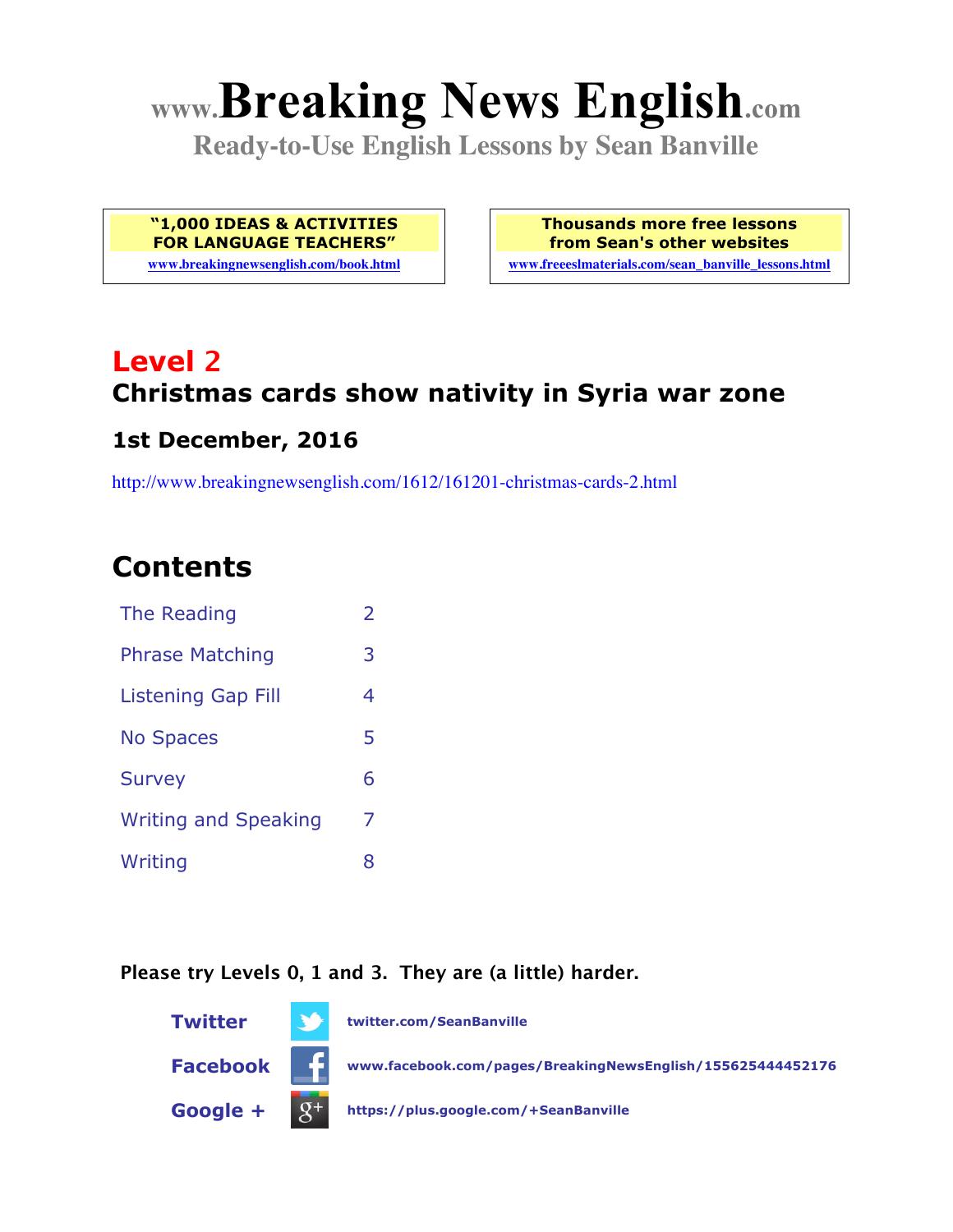# www.Breaking News English.com

**Ready-to-Use English Lessons by Sean Banville**

| "1,000 IDEAS & ACTIVITIES FOR LANGUAGE TEACHERS" | Thousands more free lessons from Sean's other websites |
|---|---|
| www.breakingnewsenglish.com/book.html | www.freeeslmaterials.com/sean_banville_lessons.html |

## Level 2

## Christmas cards show nativity in Syria war zone

### 1st December, 2016

http://www.breakingnewsenglish.com/1612/161201-christmas-cards-2.html

## Contents

| | |
|---|---|
| The Reading | 2 |
| Phrase Matching | 3 |
| Listening Gap Fill | 4 |
| No Spaces | 5 |
| Survey | 6 |
| Writing and Speaking | 7 |
| Writing | 8 |

**Please try Levels 0, 1 and 3. They are (a little) harder.**

**Twitter** twitter.com/SeanBanville

**Facebook** www.facebook.com/pages/BreakingNewsEnglish/155625444452176

**Google +** https://plus.google.com/+SeanBanville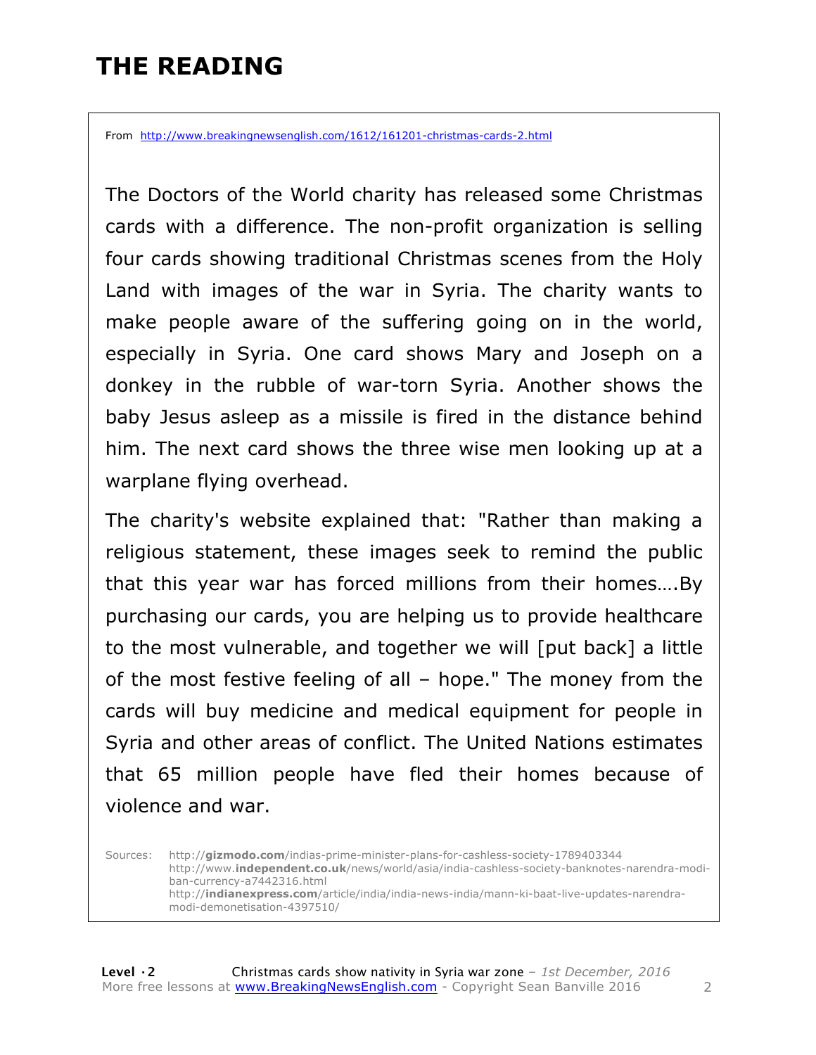# THE READING

From http://www.breakingnewsenglish.com/1612/161201-christmas-cards-2.html

The Doctors of the World charity has released some Christmas cards with a difference. The non-profit organization is selling four cards showing traditional Christmas scenes from the Holy Land with images of the war in Syria. The charity wants to make people aware of the suffering going on in the world, especially in Syria. One card shows Mary and Joseph on a donkey in the rubble of war-torn Syria. Another shows the baby Jesus asleep as a missile is fired in the distance behind him. The next card shows the three wise men looking up at a warplane flying overhead.

The charity's website explained that: "Rather than making a religious statement, these images seek to remind the public that this year war has forced millions from their homes….By purchasing our cards, you are helping us to provide healthcare to the most vulnerable, and together we will [put back] a little of the most festive feeling of all – hope." The money from the cards will buy medicine and medical equipment for people in Syria and other areas of conflict. The United Nations estimates that 65 million people have fled their homes because of violence and war.

Sources: http://**gizmodo.com**/indias-prime-minister-plans-for-cashless-society-1789403344
http://www.**independent.co.uk**/news/world/asia/india-cashless-society-banknotes-narendra-modi-ban-currency-a7442316.html
http://**indianexpress.com**/article/india/india-news-india/mann-ki-baat-live-updates-narendra-modi-demonetisation-4397510/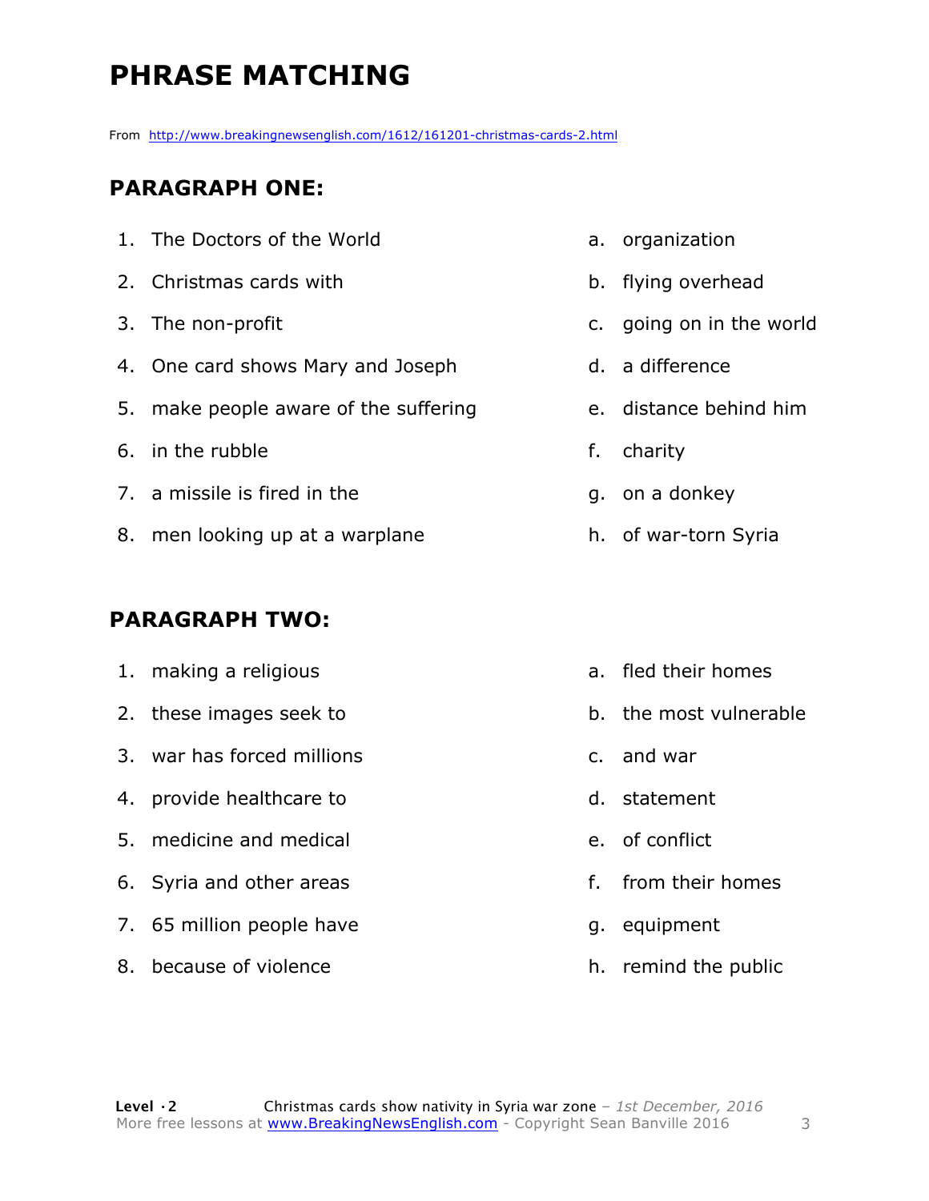# PHRASE MATCHING

From http://www.breakingnewsenglish.com/1612/161201-christmas-cards-2.html

## PARAGRAPH ONE:

1. The Doctors of the World
2. Christmas cards with
3. The non-profit
4. One card shows Mary and Joseph
5. make people aware of the suffering
6. in the rubble
7. a missile is fired in the
8. men looking up at a warplane

a. organization
b. flying overhead
c. going on in the world
d. a difference
e. distance behind him
f. charity
g. on a donkey
h. of war-torn Syria

## PARAGRAPH TWO:

1. making a religious
2. these images seek to
3. war has forced millions
4. provide healthcare to
5. medicine and medical
6. Syria and other areas
7. 65 million people have
8. because of violence

a. fled their homes
b. the most vulnerable
c. and war
d. statement
e. of conflict
f. from their homes
g. equipment
h. remind the public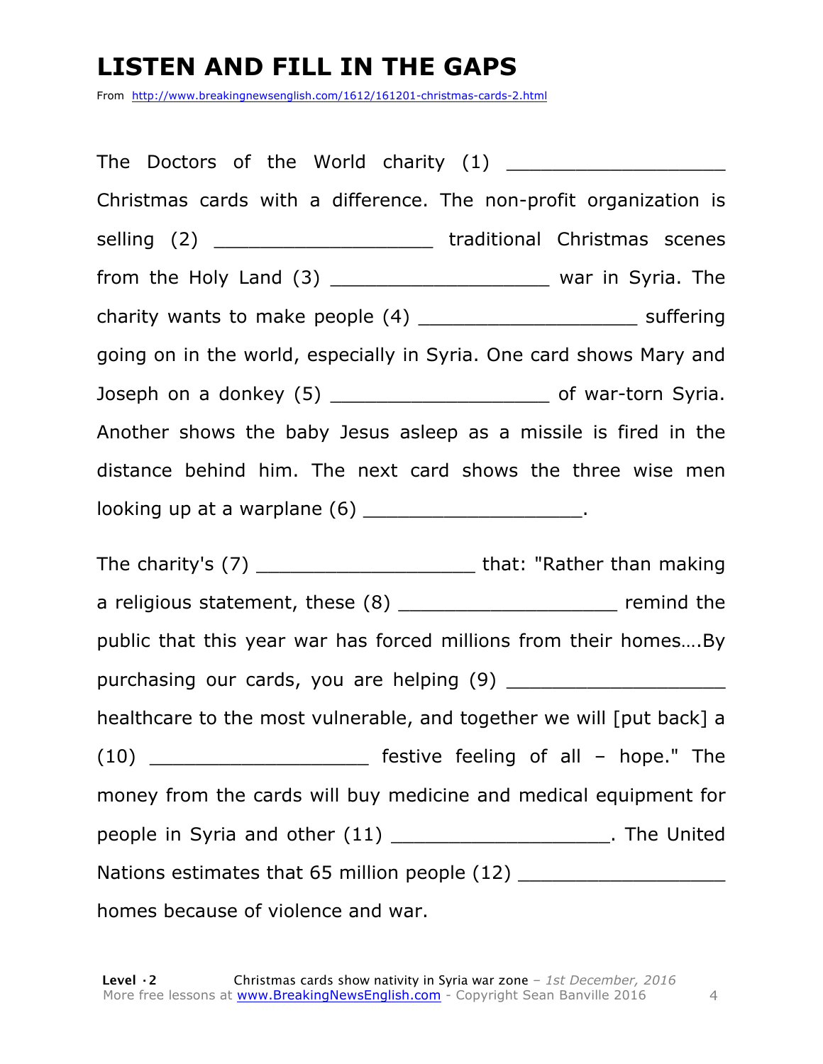# LISTEN AND FILL IN THE GAPS

From http://www.breakingnewsenglish.com/1612/161201-christmas-cards-2.html

The Doctors of the World charity (1) ___________________ Christmas cards with a difference. The non-profit organization is selling (2) ___________________ traditional Christmas scenes from the Holy Land (3) ___________________ war in Syria. The charity wants to make people (4) ___________________ suffering going on in the world, especially in Syria. One card shows Mary and Joseph on a donkey (5) ___________________ of war-torn Syria. Another shows the baby Jesus asleep as a missile is fired in the distance behind him. The next card shows the three wise men looking up at a warplane (6) ___________________.

The charity's (7) ___________________ that: "Rather than making a religious statement, these (8) ___________________ remind the public that this year war has forced millions from their homes….By purchasing our cards, you are helping (9) ___________________ healthcare to the most vulnerable, and together we will [put back] a (10) ___________________ festive feeling of all – hope." The money from the cards will buy medicine and medical equipment for people in Syria and other (11) ___________________. The United Nations estimates that 65 million people (12) ___________________ homes because of violence and war.

**Level · 2** Christmas cards show nativity in Syria war zone – *1st December, 2016*
More free lessons at www.BreakingNewsEnglish.com - Copyright Sean Banville 2016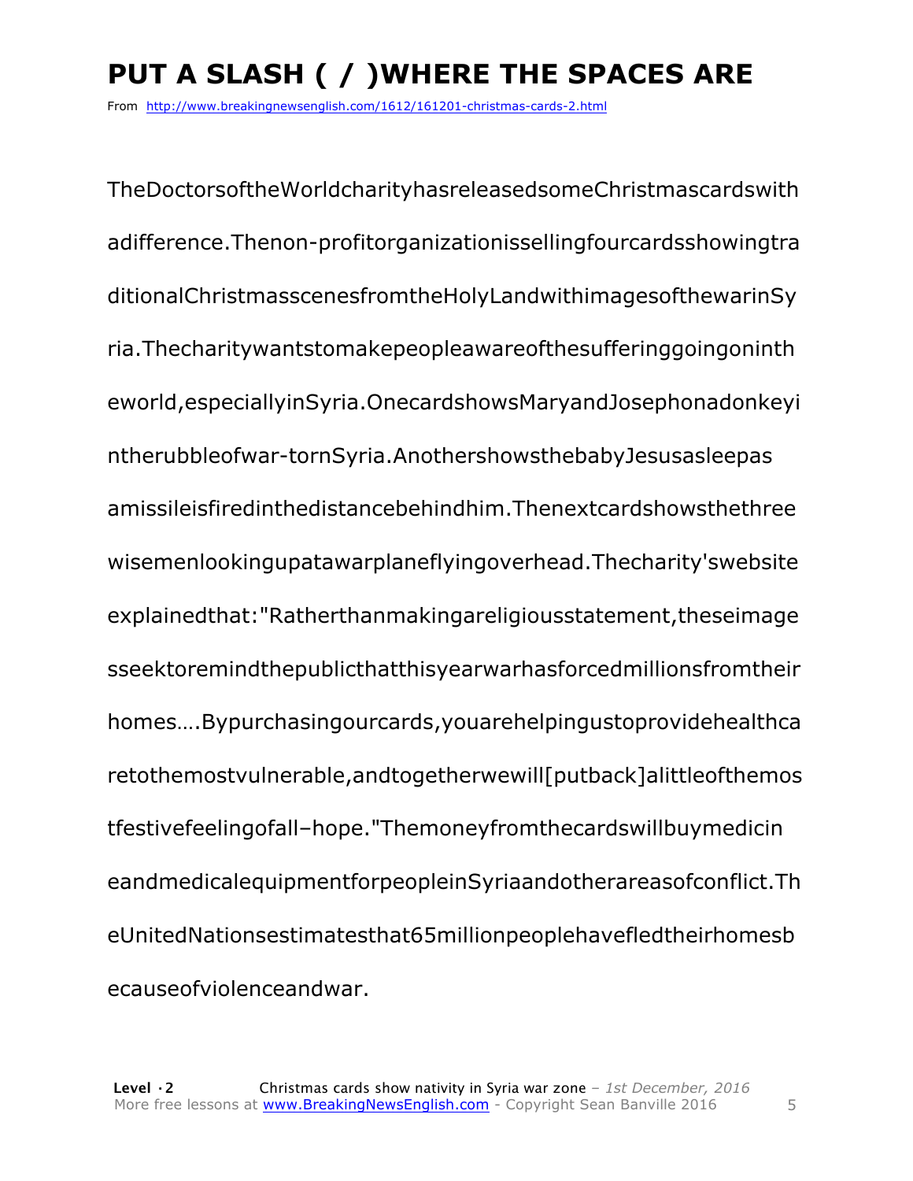# PUT A SLASH ( / )WHERE THE SPACES ARE

From http://www.breakingnewsenglish.com/1612/161201-christmas-cards-2.html

TheDoctorsoftheWorldcharityhasreleasedsomeChristmascardswith adifference.Thenon-profitorganizationissellingfourcardsshowingtra ditionalChristmasscenesfromtheHolyLandwithimagesofthewarinSy ria.Thecharitywantstomakepeopleawareofthesufferinggoingoninth eworld,especiallyinSyria.OnecardshowsMaryandJosephonadonkeyi ntherubbleofwar-tornSyria.AnothershowsthebabyJesusasleepas amissileisfiredinthedistancebehindhim.Thenextcardshowsthethree wisemenlookingupatawarplaneflyingoverhead.Thecharity'swebsite explainedthat:"Ratherthanmakingareligiousstatement,theseimage sseektoremindthepublicthatthisyearwarhasforcedmillionsfromtheir homes….Bypurchasingourcards,youarehelpingustoprovidehealthca retothemostvulnerable,andtogetherwewill[putback]alittleofthemos tfestivefeelingofall–hope."Themoneyfromthecardswillbuymedicin eandmedicalequipmentforpeopleinSyriaandotherareasofconflict.Th eUnitedNationsestimatesthat65millionpeoplehavefledtheirhomesb ecauseofviolenceandwar.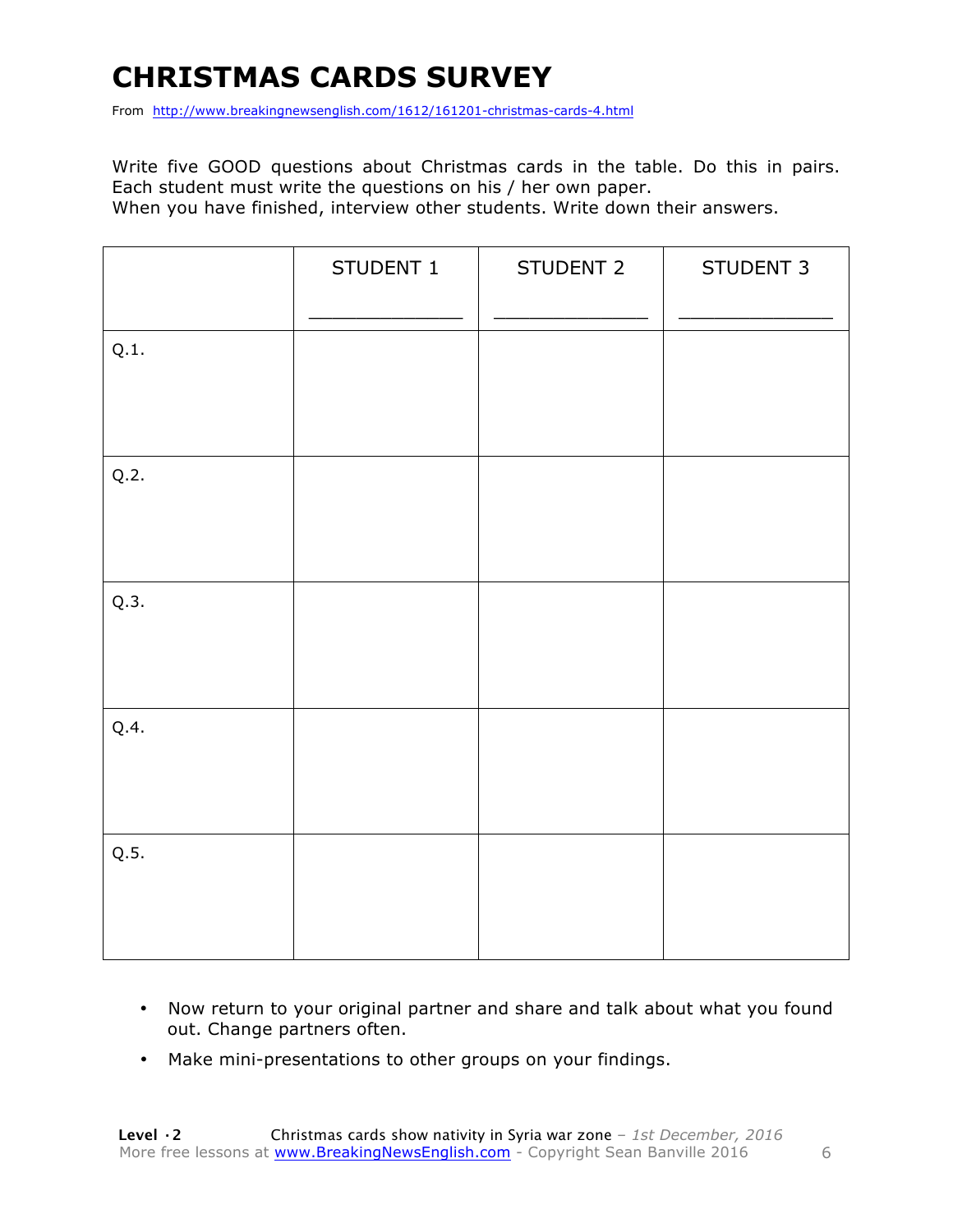# CHRISTMAS CARDS SURVEY

From http://www.breakingnewsenglish.com/1612/161201-christmas-cards-4.html

Write five GOOD questions about Christmas cards in the table. Do this in pairs. Each student must write the questions on his / her own paper.

When you have finished, interview other students. Write down their answers.

| | STUDENT 1<br>_______________ | STUDENT 2<br>_______________ | STUDENT 3<br>_______________ |
|---|---|---|---|
| Q.1. | | | |
| Q.2. | | | |
| Q.3. | | | |
| Q.4. | | | |
| Q.5. | | | |

- Now return to your original partner and share and talk about what you found out. Change partners often.
- Make mini-presentations to other groups on your findings.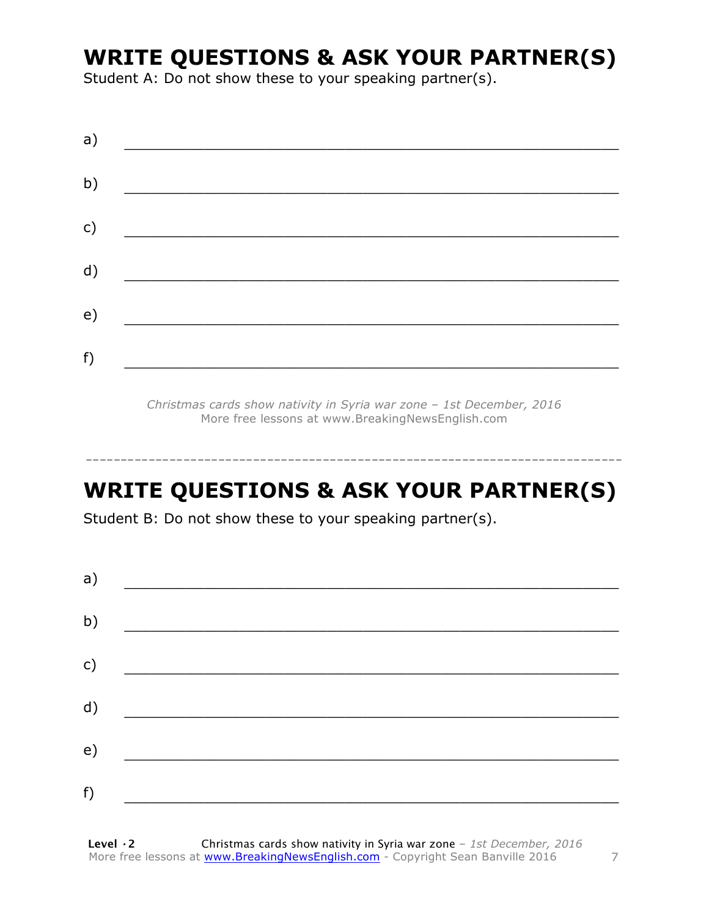## WRITE QUESTIONS & ASK YOUR PARTNER(S)

Student A: Do not show these to your speaking partner(s).

a) ___________________________________________________________

b) ___________________________________________________________

c) ___________________________________________________________

d) ___________________________________________________________

e) ___________________________________________________________

f) ___________________________________________________________

*Christmas cards show nativity in Syria war zone – 1st December, 2016*
More free lessons at www.BreakingNewsEnglish.com

---

## WRITE QUESTIONS & ASK YOUR PARTNER(S)

Student B: Do not show these to your speaking partner(s).

a) ___________________________________________________________

b) ___________________________________________________________

c) ___________________________________________________________

d) ___________________________________________________________

e) ___________________________________________________________

f) ___________________________________________________________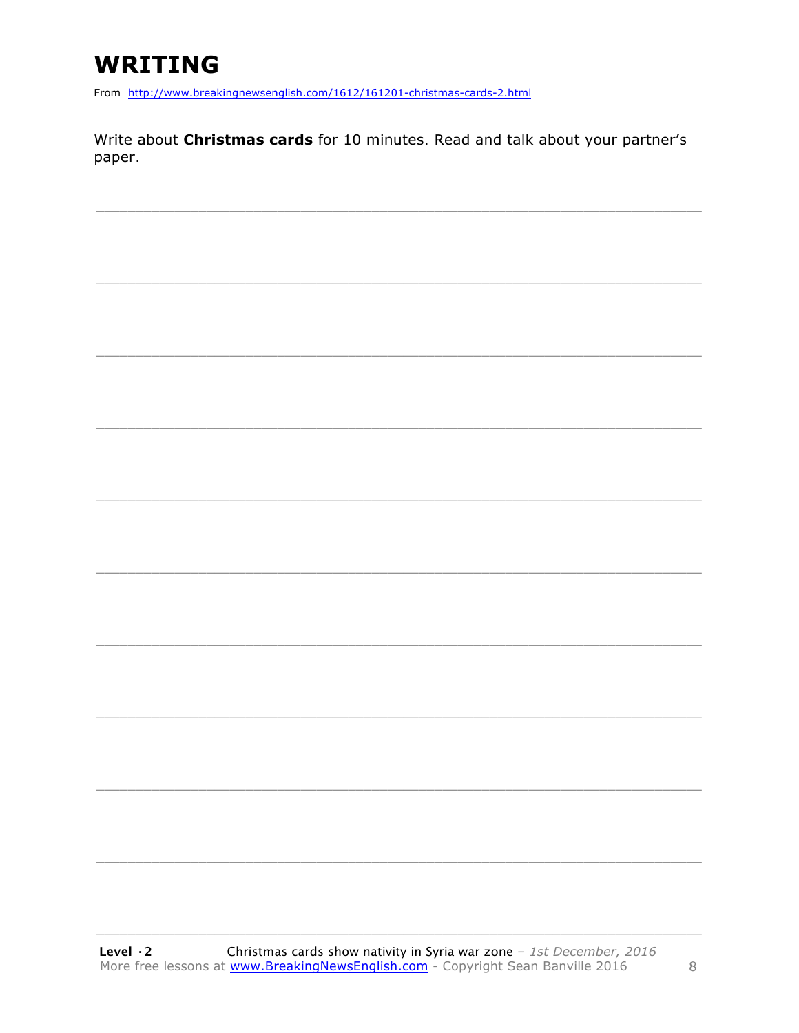# WRITING

From http://www.breakingnewsenglish.com/1612/161201-christmas-cards-2.html

Write about **Christmas cards** for 10 minutes. Read and talk about your partner's paper.

___________________________________________________________________________

___________________________________________________________________________

___________________________________________________________________________

___________________________________________________________________________

___________________________________________________________________________

___________________________________________________________________________

___________________________________________________________________________

___________________________________________________________________________

___________________________________________________________________________

___________________________________________________________________________